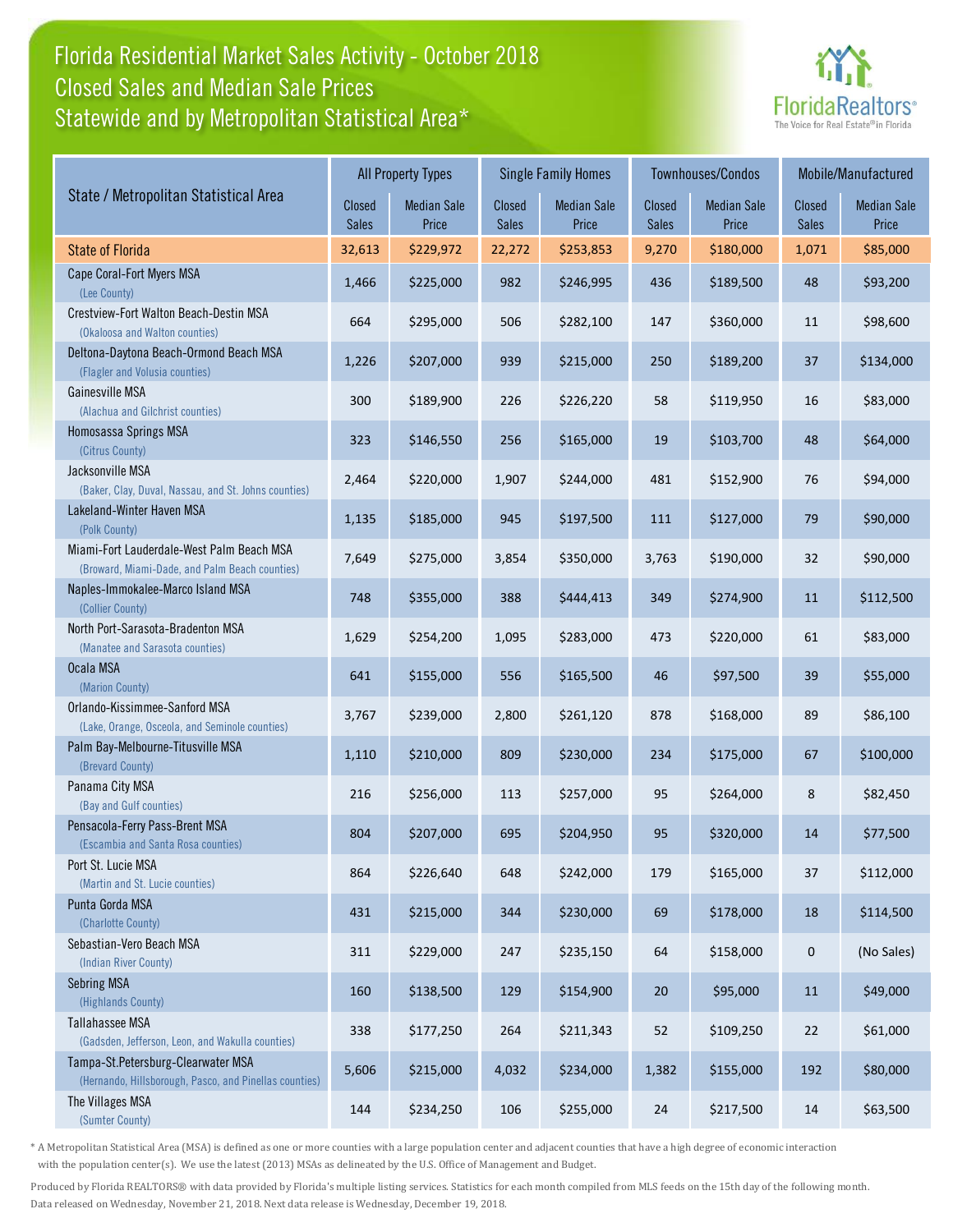# Florida Residential Market Sales Activity - October 2018
## Closed Sales and Median Sale Prices
## Statewide and by Metropolitan Statistical Area*

FloridaRealtors® The Voice for Real Estate® in Florida

| State / Metropolitan Statistical Area | All Property Types | | Single Family Homes | | Townhouses/Condos | | Mobile/Manufactured | |
|---|---|---|---|---|---|---|---|---|
| | Closed Sales | Median Sale Price | Closed Sales | Median Sale Price | Closed Sales | Median Sale Price | Closed Sales | Median Sale Price |
| State of Florida | 32,613 | $229,972 | 22,272 | $253,853 | 9,270 | $180,000 | 1,071 | $85,000 |
| Cape Coral-Fort Myers MSA (Lee County) | 1,466 | $225,000 | 982 | $246,995 | 436 | $189,500 | 48 | $93,200 |
| Crestview-Fort Walton Beach-Destin MSA (Okaloosa and Walton counties) | 664 | $295,000 | 506 | $282,100 | 147 | $360,000 | 11 | $98,600 |
| Deltona-Daytona Beach-Ormond Beach MSA (Flagler and Volusia counties) | 1,226 | $207,000 | 939 | $215,000 | 250 | $189,200 | 37 | $134,000 |
| Gainesville MSA (Alachua and Gilchrist counties) | 300 | $189,900 | 226 | $226,220 | 58 | $119,950 | 16 | $83,000 |
| Homosassa Springs MSA (Citrus County) | 323 | $146,550 | 256 | $165,000 | 19 | $103,700 | 48 | $64,000 |
| Jacksonville MSA (Baker, Clay, Duval, Nassau, and St. Johns counties) | 2,464 | $220,000 | 1,907 | $244,000 | 481 | $152,900 | 76 | $94,000 |
| Lakeland-Winter Haven MSA (Polk County) | 1,135 | $185,000 | 945 | $197,500 | 111 | $127,000 | 79 | $90,000 |
| Miami-Fort Lauderdale-West Palm Beach MSA (Broward, Miami-Dade, and Palm Beach counties) | 7,649 | $275,000 | 3,854 | $350,000 | 3,763 | $190,000 | 32 | $90,000 |
| Naples-Immokalee-Marco Island MSA (Collier County) | 748 | $355,000 | 388 | $444,413 | 349 | $274,900 | 11 | $112,500 |
| North Port-Sarasota-Bradenton MSA (Manatee and Sarasota counties) | 1,629 | $254,200 | 1,095 | $283,000 | 473 | $220,000 | 61 | $83,000 |
| Ocala MSA (Marion County) | 641 | $155,000 | 556 | $165,500 | 46 | $97,500 | 39 | $55,000 |
| Orlando-Kissimmee-Sanford MSA (Lake, Orange, Osceola, and Seminole counties) | 3,767 | $239,000 | 2,800 | $261,120 | 878 | $168,000 | 89 | $86,100 |
| Palm Bay-Melbourne-Titusville MSA (Brevard County) | 1,110 | $210,000 | 809 | $230,000 | 234 | $175,000 | 67 | $100,000 |
| Panama City MSA (Bay and Gulf counties) | 216 | $256,000 | 113 | $257,000 | 95 | $264,000 | 8 | $82,450 |
| Pensacola-Ferry Pass-Brent MSA (Escambia and Santa Rosa counties) | 804 | $207,000 | 695 | $204,950 | 95 | $320,000 | 14 | $77,500 |
| Port St. Lucie MSA (Martin and St. Lucie counties) | 864 | $226,640 | 648 | $242,000 | 179 | $165,000 | 37 | $112,000 |
| Punta Gorda MSA (Charlotte County) | 431 | $215,000 | 344 | $230,000 | 69 | $178,000 | 18 | $114,500 |
| Sebastian-Vero Beach MSA (Indian River County) | 311 | $229,000 | 247 | $235,150 | 64 | $158,000 | 0 | (No Sales) |
| Sebring MSA (Highlands County) | 160 | $138,500 | 129 | $154,900 | 20 | $95,000 | 11 | $49,000 |
| Tallahassee MSA (Gadsden, Jefferson, Leon, and Wakulla counties) | 338 | $177,250 | 264 | $211,343 | 52 | $109,250 | 22 | $61,000 |
| Tampa-St.Petersburg-Clearwater MSA (Hernando, Hillsborough, Pasco, and Pinellas counties) | 5,606 | $215,000 | 4,032 | $234,000 | 1,382 | $155,000 | 192 | $80,000 |
| The Villages MSA (Sumter County) | 144 | $234,250 | 106 | $255,000 | 24 | $217,500 | 14 | $63,500 |

* A Metropolitan Statistical Area (MSA) is defined as one or more counties with a large population center and adjacent counties that have a high degree of economic interaction with the population center(s). We use the latest (2013) MSAs as delineated by the U.S. Office of Management and Budget.

Produced by Florida REALTORS® with data provided by Florida's multiple listing services. Statistics for each month compiled from MLS feeds on the 15th day of the following month. Data released on Wednesday, November 21, 2018. Next data release is Wednesday, December 19, 2018.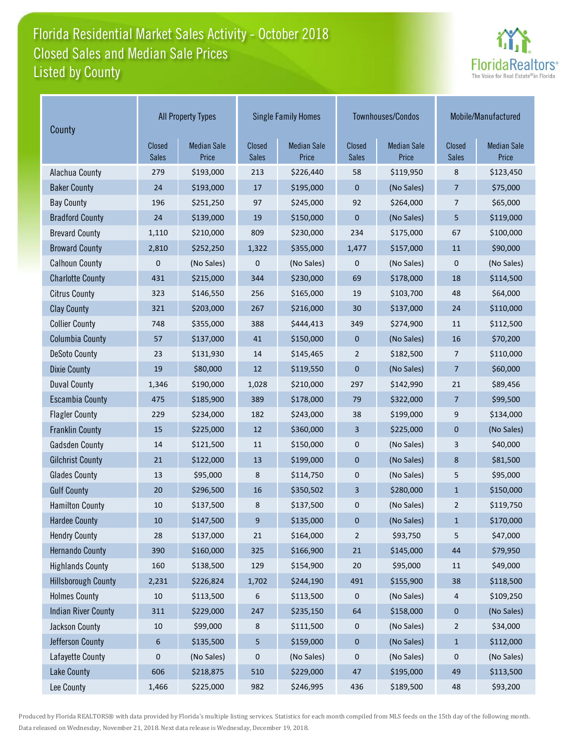# Florida Residential Market Sales Activity - October 2018
## Closed Sales and Median Sale Prices
## Listed by County

| County | All Property Types | | Single Family Homes | | Townhouses/Condos | | Mobile/Manufactured | |
|---|---|---|---|---|---|---|---|---|
| | Closed Sales | Median Sale Price | Closed Sales | Median Sale Price | Closed Sales | Median Sale Price | Closed Sales | Median Sale Price |
| Alachua County | 279 | $193,000 | 213 | $226,440 | 58 | $119,950 | 8 | $123,450 |
| Baker County | 24 | $193,000 | 17 | $195,000 | 0 | (No Sales) | 7 | $75,000 |
| Bay County | 196 | $251,250 | 97 | $245,000 | 92 | $264,000 | 7 | $65,000 |
| Bradford County | 24 | $139,000 | 19 | $150,000 | 0 | (No Sales) | 5 | $119,000 |
| Brevard County | 1,110 | $210,000 | 809 | $230,000 | 234 | $175,000 | 67 | $100,000 |
| Broward County | 2,810 | $252,250 | 1,322 | $355,000 | 1,477 | $157,000 | 11 | $90,000 |
| Calhoun County | 0 | (No Sales) | 0 | (No Sales) | 0 | (No Sales) | 0 | (No Sales) |
| Charlotte County | 431 | $215,000 | 344 | $230,000 | 69 | $178,000 | 18 | $114,500 |
| Citrus County | 323 | $146,550 | 256 | $165,000 | 19 | $103,700 | 48 | $64,000 |
| Clay County | 321 | $203,000 | 267 | $216,000 | 30 | $137,000 | 24 | $110,000 |
| Collier County | 748 | $355,000 | 388 | $444,413 | 349 | $274,900 | 11 | $112,500 |
| Columbia County | 57 | $137,000 | 41 | $150,000 | 0 | (No Sales) | 16 | $70,200 |
| DeSoto County | 23 | $131,930 | 14 | $145,465 | 2 | $182,500 | 7 | $110,000 |
| Dixie County | 19 | $80,000 | 12 | $119,550 | 0 | (No Sales) | 7 | $60,000 |
| Duval County | 1,346 | $190,000 | 1,028 | $210,000 | 297 | $142,990 | 21 | $89,456 |
| Escambia County | 475 | $185,900 | 389 | $178,000 | 79 | $322,000 | 7 | $99,500 |
| Flagler County | 229 | $234,000 | 182 | $243,000 | 38 | $199,000 | 9 | $134,000 |
| Franklin County | 15 | $225,000 | 12 | $360,000 | 3 | $225,000 | 0 | (No Sales) |
| Gadsden County | 14 | $121,500 | 11 | $150,000 | 0 | (No Sales) | 3 | $40,000 |
| Gilchrist County | 21 | $122,000 | 13 | $199,000 | 0 | (No Sales) | 8 | $81,500 |
| Glades County | 13 | $95,000 | 8 | $114,750 | 0 | (No Sales) | 5 | $95,000 |
| Gulf County | 20 | $296,500 | 16 | $350,502 | 3 | $280,000 | 1 | $150,000 |
| Hamilton County | 10 | $137,500 | 8 | $137,500 | 0 | (No Sales) | 2 | $119,750 |
| Hardee County | 10 | $147,500 | 9 | $135,000 | 0 | (No Sales) | 1 | $170,000 |
| Hendry County | 28 | $137,000 | 21 | $164,000 | 2 | $93,750 | 5 | $47,000 |
| Hernando County | 390 | $160,000 | 325 | $166,900 | 21 | $145,000 | 44 | $79,950 |
| Highlands County | 160 | $138,500 | 129 | $154,900 | 20 | $95,000 | 11 | $49,000 |
| Hillsborough County | 2,231 | $226,824 | 1,702 | $244,190 | 491 | $155,900 | 38 | $118,500 |
| Holmes County | 10 | $113,500 | 6 | $113,500 | 0 | (No Sales) | 4 | $109,250 |
| Indian River County | 311 | $229,000 | 247 | $235,150 | 64 | $158,000 | 0 | (No Sales) |
| Jackson County | 10 | $99,000 | 8 | $111,500 | 0 | (No Sales) | 2 | $34,000 |
| Jefferson County | 6 | $135,500 | 5 | $159,000 | 0 | (No Sales) | 1 | $112,000 |
| Lafayette County | 0 | (No Sales) | 0 | (No Sales) | 0 | (No Sales) | 0 | (No Sales) |
| Lake County | 606 | $218,875 | 510 | $229,000 | 47 | $195,000 | 49 | $113,500 |
| Lee County | 1,466 | $225,000 | 982 | $246,995 | 436 | $189,500 | 48 | $93,200 |

Produced by Florida REALTORS® with data provided by Florida's multiple listing services. Statistics for each month compiled from MLS feeds on the 15th day of the following month. Data released on Wednesday, November 21, 2018. Next data release is Wednesday, December 19, 2018.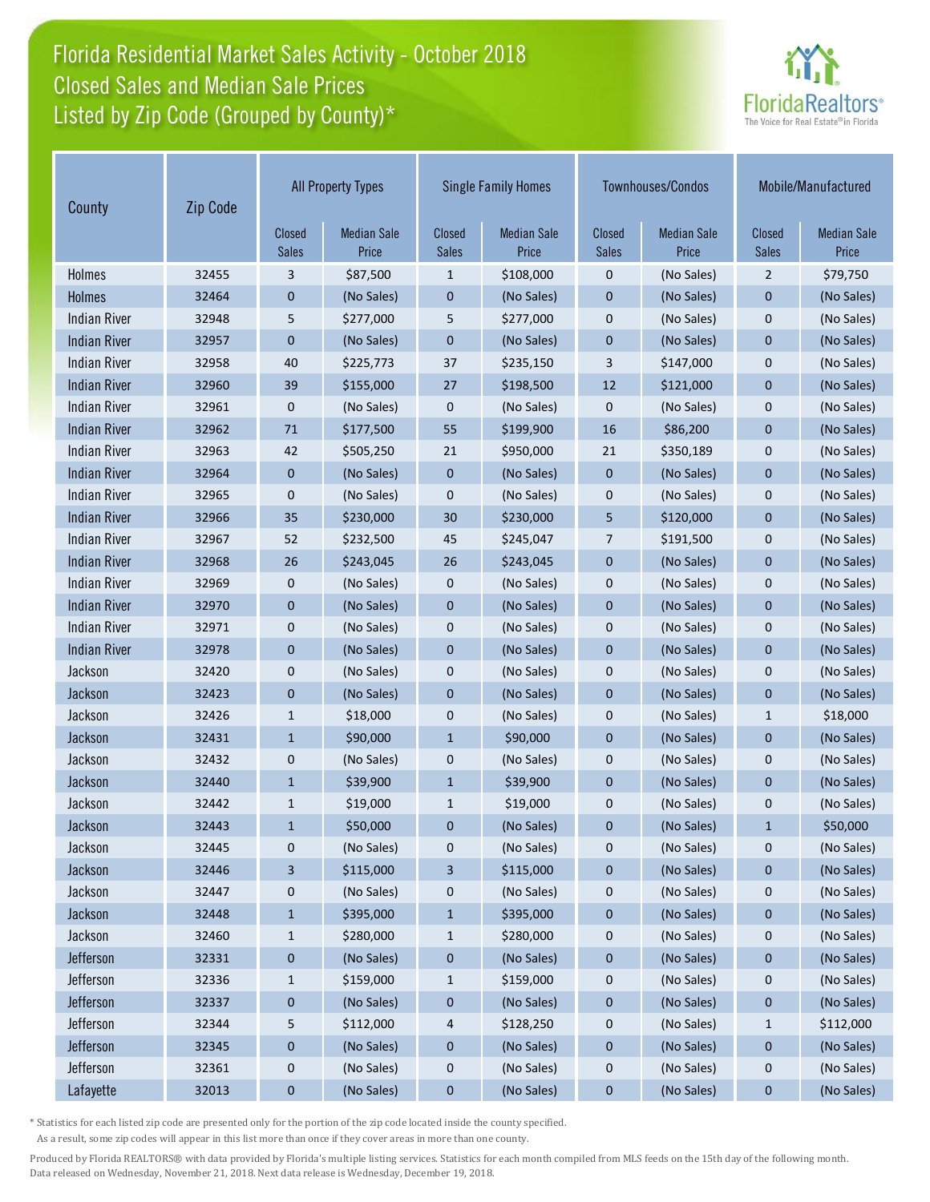# Florida Residential Market Sales Activity - October 2018
## Closed Sales and Median Sale Prices
## Listed by Zip Code (Grouped by County)*

| County | Zip Code | All Property Types | | Single Family Homes | | Townhouses/Condos | | Mobile/Manufactured | |
|---|---|---|---|---|---|---|---|---|---|
| | | Closed Sales | Median Sale Price | Closed Sales | Median Sale Price | Closed Sales | Median Sale Price | Closed Sales | Median Sale Price |
| Holmes | 32455 | 3 | $87,500 | 1 | $108,000 | 0 | (No Sales) | 2 | $79,750 |
| Holmes | 32464 | 0 | (No Sales) | 0 | (No Sales) | 0 | (No Sales) | 0 | (No Sales) |
| Indian River | 32948 | 5 | $277,000 | 5 | $277,000 | 0 | (No Sales) | 0 | (No Sales) |
| Indian River | 32957 | 0 | (No Sales) | 0 | (No Sales) | 0 | (No Sales) | 0 | (No Sales) |
| Indian River | 32958 | 40 | $225,773 | 37 | $235,150 | 3 | $147,000 | 0 | (No Sales) |
| Indian River | 32960 | 39 | $155,000 | 27 | $198,500 | 12 | $121,000 | 0 | (No Sales) |
| Indian River | 32961 | 0 | (No Sales) | 0 | (No Sales) | 0 | (No Sales) | 0 | (No Sales) |
| Indian River | 32962 | 71 | $177,500 | 55 | $199,900 | 16 | $86,200 | 0 | (No Sales) |
| Indian River | 32963 | 42 | $505,250 | 21 | $950,000 | 21 | $350,189 | 0 | (No Sales) |
| Indian River | 32964 | 0 | (No Sales) | 0 | (No Sales) | 0 | (No Sales) | 0 | (No Sales) |
| Indian River | 32965 | 0 | (No Sales) | 0 | (No Sales) | 0 | (No Sales) | 0 | (No Sales) |
| Indian River | 32966 | 35 | $230,000 | 30 | $230,000 | 5 | $120,000 | 0 | (No Sales) |
| Indian River | 32967 | 52 | $232,500 | 45 | $245,047 | 7 | $191,500 | 0 | (No Sales) |
| Indian River | 32968 | 26 | $243,045 | 26 | $243,045 | 0 | (No Sales) | 0 | (No Sales) |
| Indian River | 32969 | 0 | (No Sales) | 0 | (No Sales) | 0 | (No Sales) | 0 | (No Sales) |
| Indian River | 32970 | 0 | (No Sales) | 0 | (No Sales) | 0 | (No Sales) | 0 | (No Sales) |
| Indian River | 32971 | 0 | (No Sales) | 0 | (No Sales) | 0 | (No Sales) | 0 | (No Sales) |
| Indian River | 32978 | 0 | (No Sales) | 0 | (No Sales) | 0 | (No Sales) | 0 | (No Sales) |
| Jackson | 32420 | 0 | (No Sales) | 0 | (No Sales) | 0 | (No Sales) | 0 | (No Sales) |
| Jackson | 32423 | 0 | (No Sales) | 0 | (No Sales) | 0 | (No Sales) | 0 | (No Sales) |
| Jackson | 32426 | 1 | $18,000 | 0 | (No Sales) | 0 | (No Sales) | 1 | $18,000 |
| Jackson | 32431 | 1 | $90,000 | 1 | $90,000 | 0 | (No Sales) | 0 | (No Sales) |
| Jackson | 32432 | 0 | (No Sales) | 0 | (No Sales) | 0 | (No Sales) | 0 | (No Sales) |
| Jackson | 32440 | 1 | $39,900 | 1 | $39,900 | 0 | (No Sales) | 0 | (No Sales) |
| Jackson | 32442 | 1 | $19,000 | 1 | $19,000 | 0 | (No Sales) | 0 | (No Sales) |
| Jackson | 32443 | 1 | $50,000 | 0 | (No Sales) | 0 | (No Sales) | 1 | $50,000 |
| Jackson | 32445 | 0 | (No Sales) | 0 | (No Sales) | 0 | (No Sales) | 0 | (No Sales) |
| Jackson | 32446 | 3 | $115,000 | 3 | $115,000 | 0 | (No Sales) | 0 | (No Sales) |
| Jackson | 32447 | 0 | (No Sales) | 0 | (No Sales) | 0 | (No Sales) | 0 | (No Sales) |
| Jackson | 32448 | 1 | $395,000 | 1 | $395,000 | 0 | (No Sales) | 0 | (No Sales) |
| Jackson | 32460 | 1 | $280,000 | 1 | $280,000 | 0 | (No Sales) | 0 | (No Sales) |
| Jefferson | 32331 | 0 | (No Sales) | 0 | (No Sales) | 0 | (No Sales) | 0 | (No Sales) |
| Jefferson | 32336 | 1 | $159,000 | 1 | $159,000 | 0 | (No Sales) | 0 | (No Sales) |
| Jefferson | 32337 | 0 | (No Sales) | 0 | (No Sales) | 0 | (No Sales) | 0 | (No Sales) |
| Jefferson | 32344 | 5 | $112,000 | 4 | $128,250 | 0 | (No Sales) | 1 | $112,000 |
| Jefferson | 32345 | 0 | (No Sales) | 0 | (No Sales) | 0 | (No Sales) | 0 | (No Sales) |
| Jefferson | 32361 | 0 | (No Sales) | 0 | (No Sales) | 0 | (No Sales) | 0 | (No Sales) |
| Lafayette | 32013 | 0 | (No Sales) | 0 | (No Sales) | 0 | (No Sales) | 0 | (No Sales) |

* Statistics for each listed zip code are presented only for the portion of the zip code located inside the county specified. As a result, some zip codes will appear in this list more than once if they cover areas in more than one county.

Produced by Florida REALTORS® with data provided by Florida's multiple listing services. Statistics for each month compiled from MLS feeds on the 15th day of the following month. Data released on Wednesday, November 21, 2018. Next data release is Wednesday, December 19, 2018.